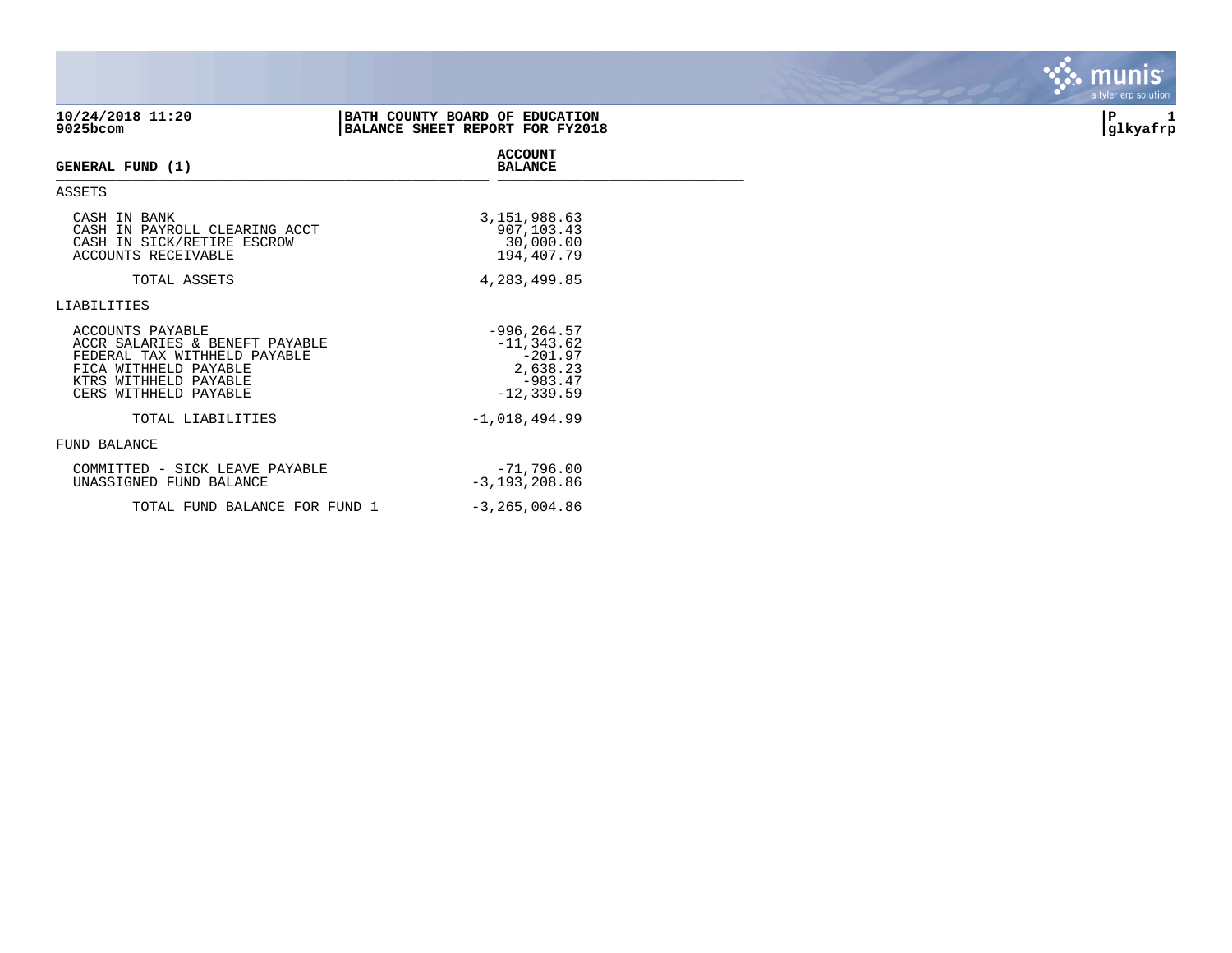**10/24/2018 11:20**
**9025bcom**

**BATH COUNTY BOARD OF EDUCATION**
**BALANCE SHEET REPORT FOR FY2018**

**P 1**
**glkyafrp**

| GENERAL FUND (1) | ACCOUNT BALANCE |
|---|---|
| ASSETS | |
| CASH IN BANK | 3,151,988.63 |
| CASH IN PAYROLL CLEARING ACCT | 907,103.43 |
| CASH IN SICK/RETIRE ESCROW | 30,000.00 |
| ACCOUNTS RECEIVABLE | 194,407.79 |
| TOTAL ASSETS | 4,283,499.85 |
| LIABILITIES | |
| ACCOUNTS PAYABLE | -996,264.57 |
| ACCR SALARIES & BENEFT PAYABLE | -11,343.62 |
| FEDERAL TAX WITHHELD PAYABLE | -201.97 |
| FICA WITHHELD PAYABLE | 2,638.23 |
| KTRS WITHHELD PAYABLE | -983.47 |
| CERS WITHHELD PAYABLE | -12,339.59 |
| TOTAL LIABILITIES | -1,018,494.99 |
| FUND BALANCE | |
| COMMITTED - SICK LEAVE PAYABLE | -71,796.00 |
| UNASSIGNED FUND BALANCE | -3,193,208.86 |
| TOTAL FUND BALANCE FOR FUND 1 | -3,265,004.86 |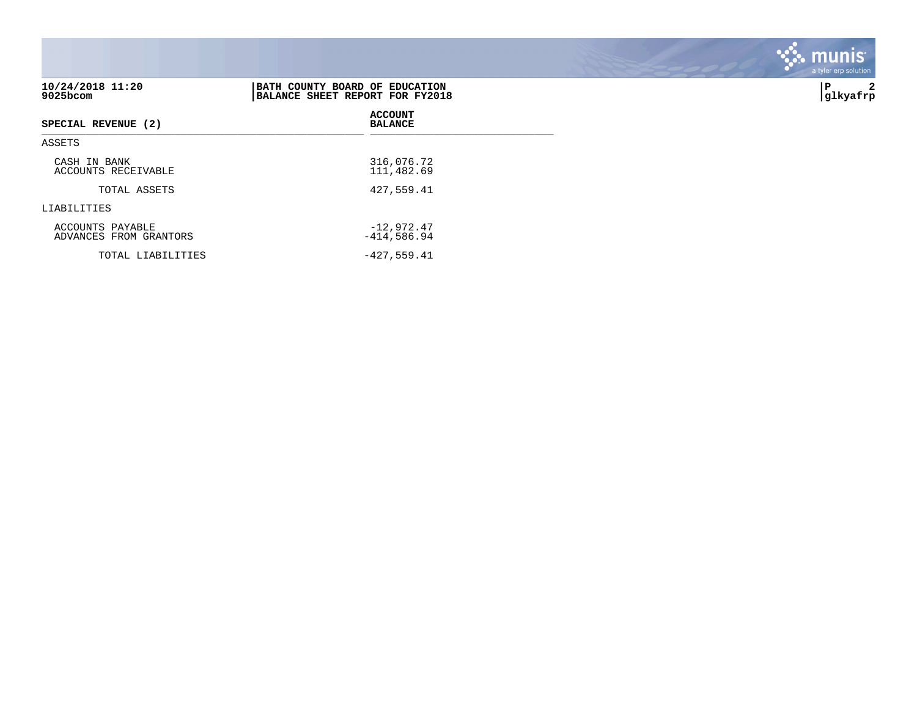**BATH COUNTY BOARD OF EDUCATION**
**BALANCE SHEET REPORT FOR FY2018**

| SPECIAL REVENUE (2) | ACCOUNT BALANCE |
|---|---|
| ASSETS | |
| CASH IN BANK | 316,076.72 |
| ACCOUNTS RECEIVABLE | 111,482.69 |
| TOTAL ASSETS | 427,559.41 |
| LIABILITIES | |
| ACCOUNTS PAYABLE | -12,972.47 |
| ADVANCES FROM GRANTORS | -414,586.94 |
| TOTAL LIABILITIES | -427,559.41 |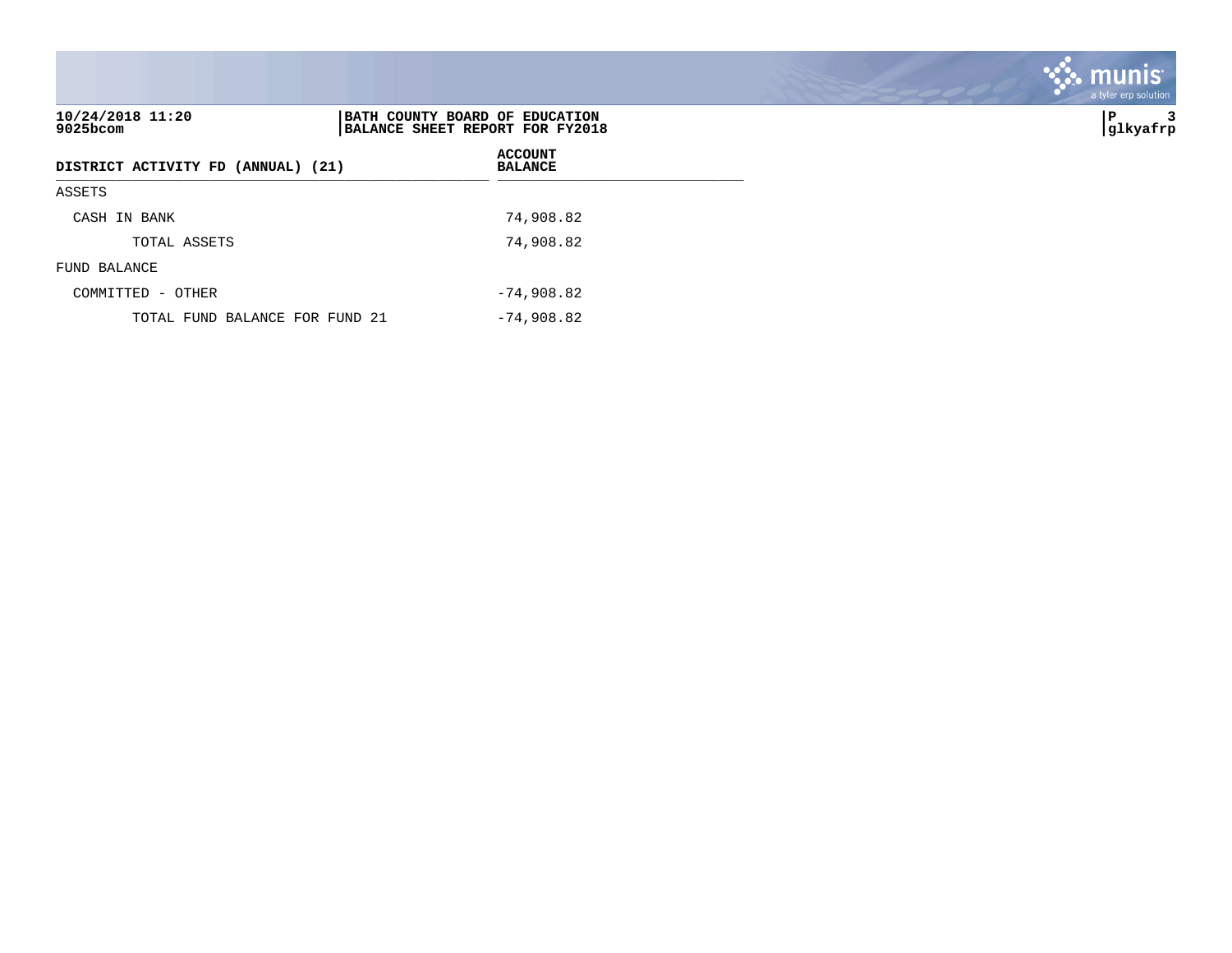10/24/2018 11:20
9025bcom

**BATH COUNTY BOARD OF EDUCATION**
**BALANCE SHEET REPORT FOR FY2018**

glkyafrp

| DISTRICT ACTIVITY FD (ANNUAL) (21) | ACCOUNT BALANCE |
|---|---|
| ASSETS | |
| CASH IN BANK | 74,908.82 |
| TOTAL ASSETS | 74,908.82 |
| FUND BALANCE | |
| COMMITTED - OTHER | -74,908.82 |
| TOTAL FUND BALANCE FOR FUND 21 | -74,908.82 |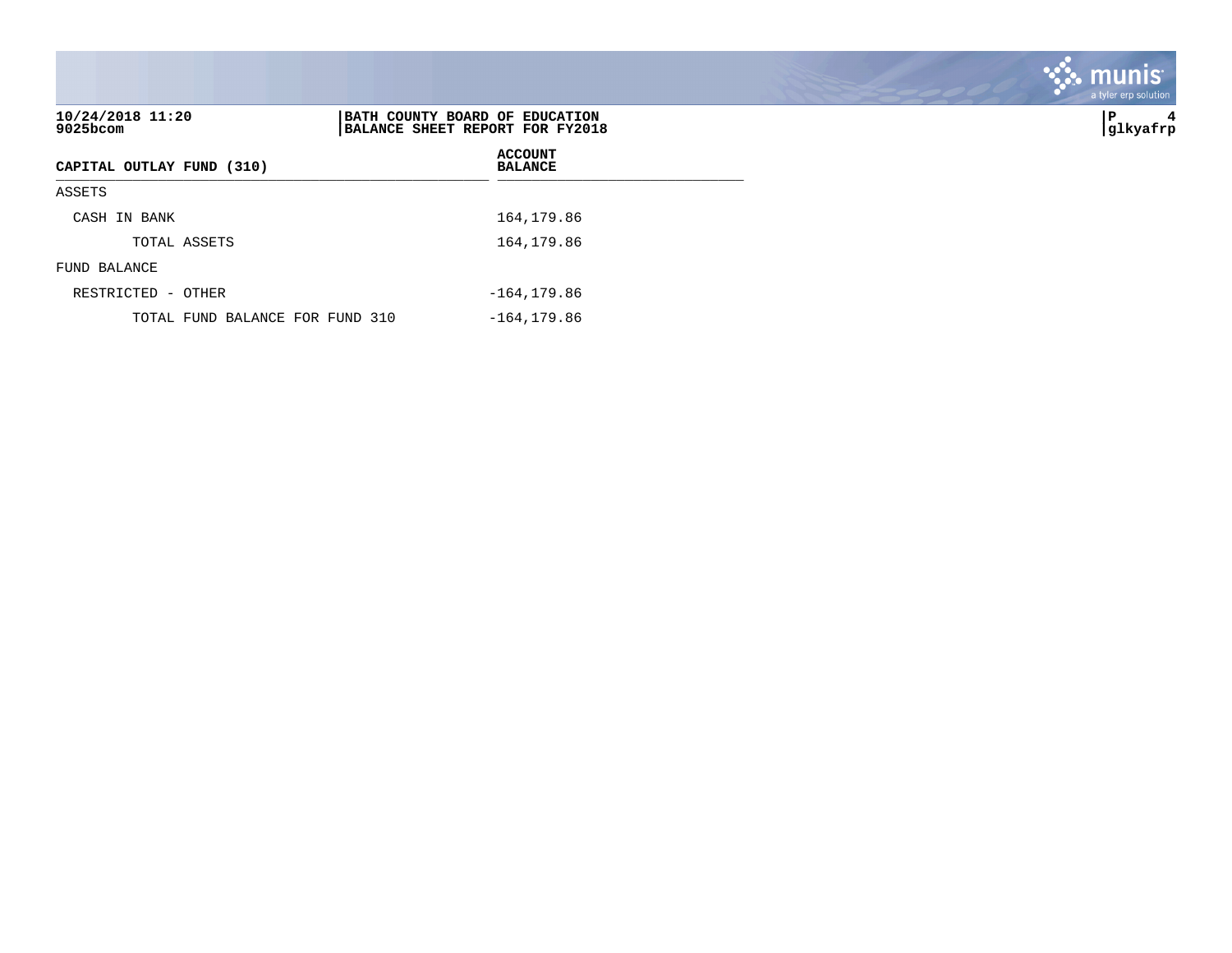10/24/2018 11:20
9025bcom

**BATH COUNTY BOARD OF EDUCATION**
**BALANCE SHEET REPORT FOR FY2018**

P 4
glkyafrp

| CAPITAL OUTLAY FUND (310) | ACCOUNT BALANCE |
|---|---|
| ASSETS | |
| CASH IN BANK | 164,179.86 |
| TOTAL ASSETS | 164,179.86 |
| FUND BALANCE | |
| RESTRICTED - OTHER | -164,179.86 |
| TOTAL FUND BALANCE FOR FUND 310 | -164,179.86 |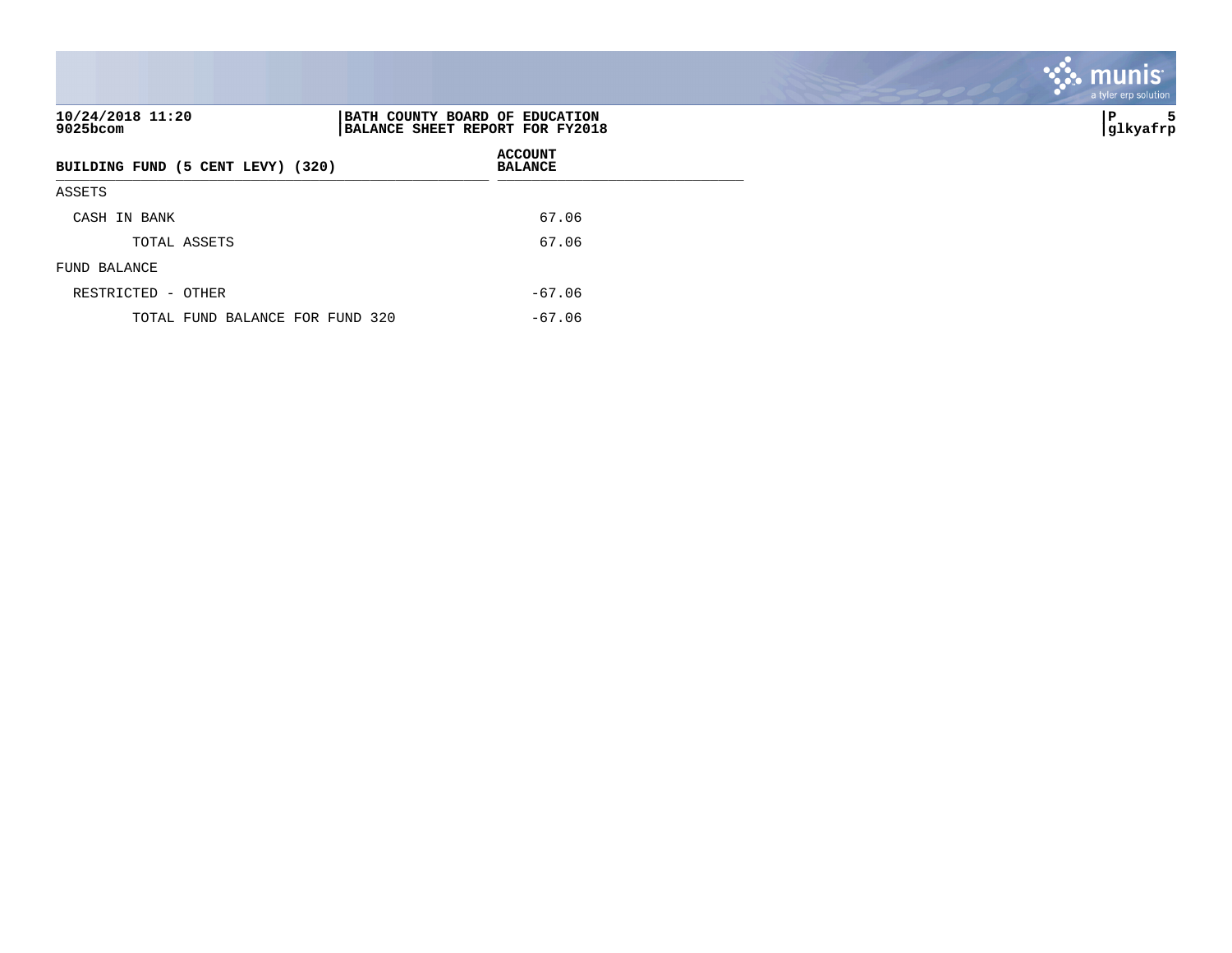10/24/2018 11:20
9025bcom

**BATH COUNTY BOARD OF EDUCATION**
**BALANCE SHEET REPORT FOR FY2018**

| BUILDING FUND (5 CENT LEVY) (320) | ACCOUNT BALANCE |
|---|---|
| ASSETS | |
| CASH IN BANK | 67.06 |
| TOTAL ASSETS | 67.06 |
| FUND BALANCE | |
| RESTRICTED - OTHER | -67.06 |
| TOTAL FUND BALANCE FOR FUND 320 | -67.06 |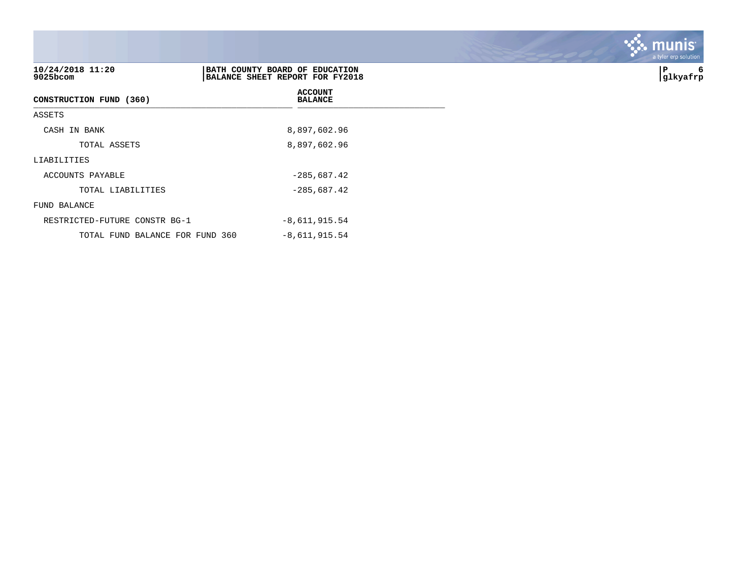**10/24/2018 11:20**
**9025bcom**

**BATH COUNTY BOARD OF EDUCATION**
**BALANCE SHEET REPORT FOR FY2018**

**P 6**
**glkyafrp**

| CONSTRUCTION FUND (360) | ACCOUNT BALANCE |
|---|---|
| ASSETS | |
| CASH IN BANK | 8,897,602.96 |
| TOTAL ASSETS | 8,897,602.96 |
| LIABILITIES | |
| ACCOUNTS PAYABLE | -285,687.42 |
| TOTAL LIABILITIES | -285,687.42 |
| FUND BALANCE | |
| RESTRICTED-FUTURE CONSTR BG-1 | -8,611,915.54 |
| TOTAL FUND BALANCE FOR FUND 360 | -8,611,915.54 |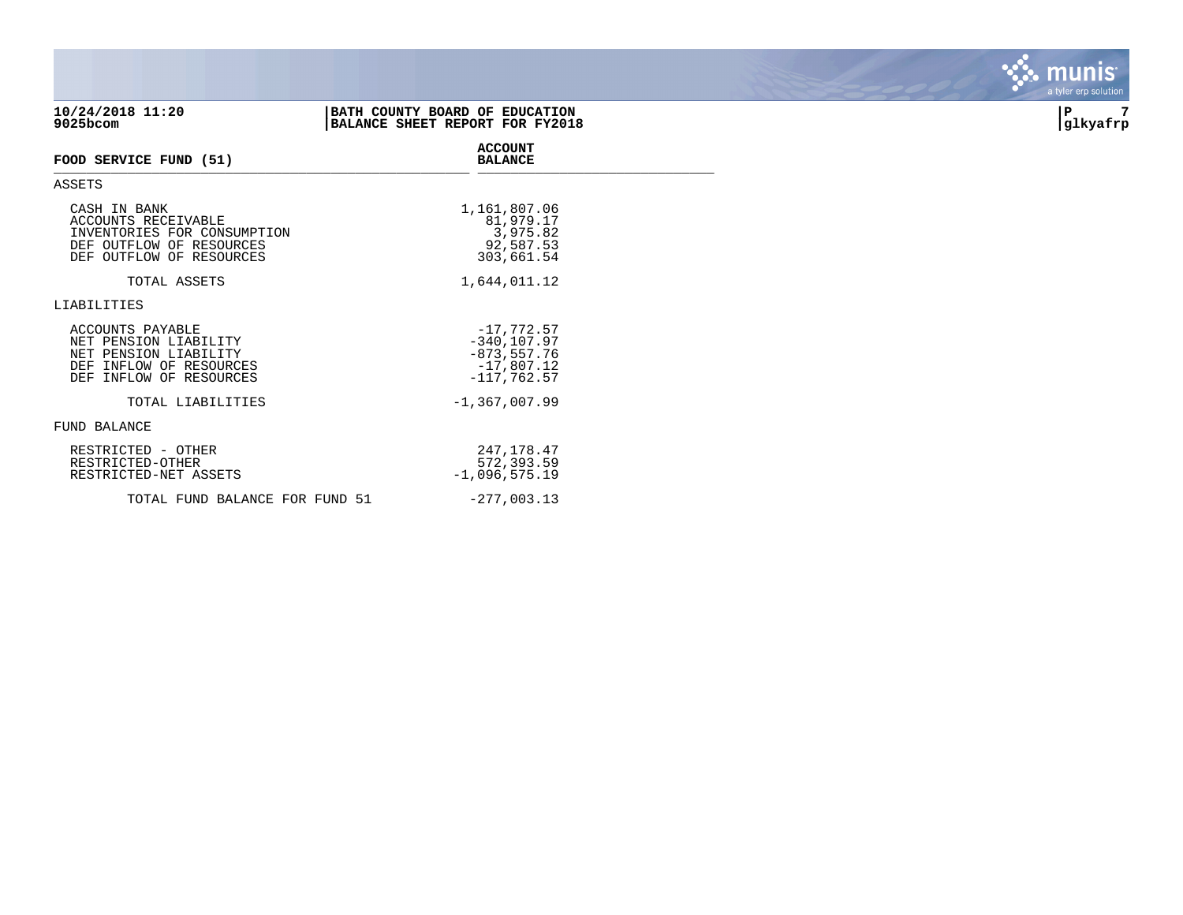**10/24/2018 11:20**
**9025bcom**

**BATH COUNTY BOARD OF EDUCATION**
**BALANCE SHEET REPORT FOR FY2018**

**glkyafrp**

| FOOD SERVICE FUND (51) | ACCOUNT BALANCE |
|---|---|
| ASSETS | |
| CASH IN BANK | 1,161,807.06 |
| ACCOUNTS RECEIVABLE | 81,979.17 |
| INVENTORIES FOR CONSUMPTION | 3,975.82 |
| DEF OUTFLOW OF RESOURCES | 92,587.53 |
| DEF OUTFLOW OF RESOURCES | 303,661.54 |
| TOTAL ASSETS | 1,644,011.12 |
| LIABILITIES | |
| ACCOUNTS PAYABLE | -17,772.57 |
| NET PENSION LIABILITY | -340,107.97 |
| NET PENSION LIABILITY | -873,557.76 |
| DEF INFLOW OF RESOURCES | -17,807.12 |
| DEF INFLOW OF RESOURCES | -117,762.57 |
| TOTAL LIABILITIES | -1,367,007.99 |
| FUND BALANCE | |
| RESTRICTED - OTHER | 247,178.47 |
| RESTRICTED-OTHER | 572,393.59 |
| RESTRICTED-NET ASSETS | -1,096,575.19 |
| TOTAL FUND BALANCE FOR FUND 51 | -277,003.13 |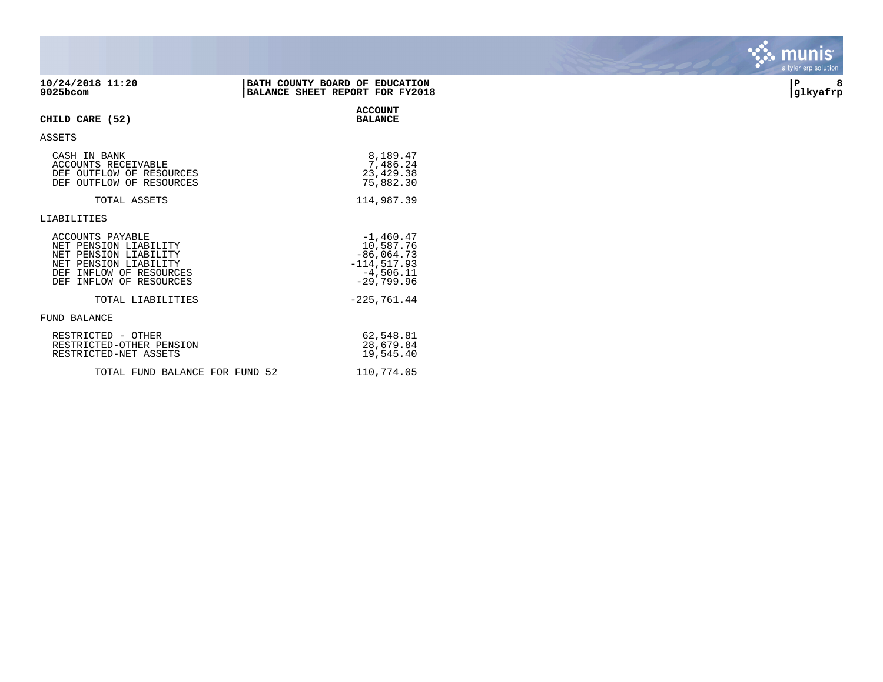**BATH COUNTY BOARD OF EDUCATION**
**BALANCE SHEET REPORT FOR FY2018**

10/24/2018 11:20
9025bcom

| CHILD CARE (52) | ACCOUNT BALANCE |
|---|---|
| **ASSETS** | |
| CASH IN BANK | 8,189.47 |
| ACCOUNTS RECEIVABLE | 7,486.24 |
| DEF OUTFLOW OF RESOURCES | 23,429.38 |
| DEF OUTFLOW OF RESOURCES | 75,882.30 |
| TOTAL ASSETS | 114,987.39 |
| **LIABILITIES** | |
| ACCOUNTS PAYABLE | -1,460.47 |
| NET PENSION LIABILITY | 10,587.76 |
| NET PENSION LIABILITY | -86,064.73 |
| NET PENSION LIABILITY | -114,517.93 |
| DEF INFLOW OF RESOURCES | -4,506.11 |
| DEF INFLOW OF RESOURCES | -29,799.96 |
| TOTAL LIABILITIES | -225,761.44 |
| **FUND BALANCE** | |
| RESTRICTED - OTHER | 62,548.81 |
| RESTRICTED-OTHER PENSION | 28,679.84 |
| RESTRICTED-NET ASSETS | 19,545.40 |
| TOTAL FUND BALANCE FOR FUND 52 | 110,774.05 |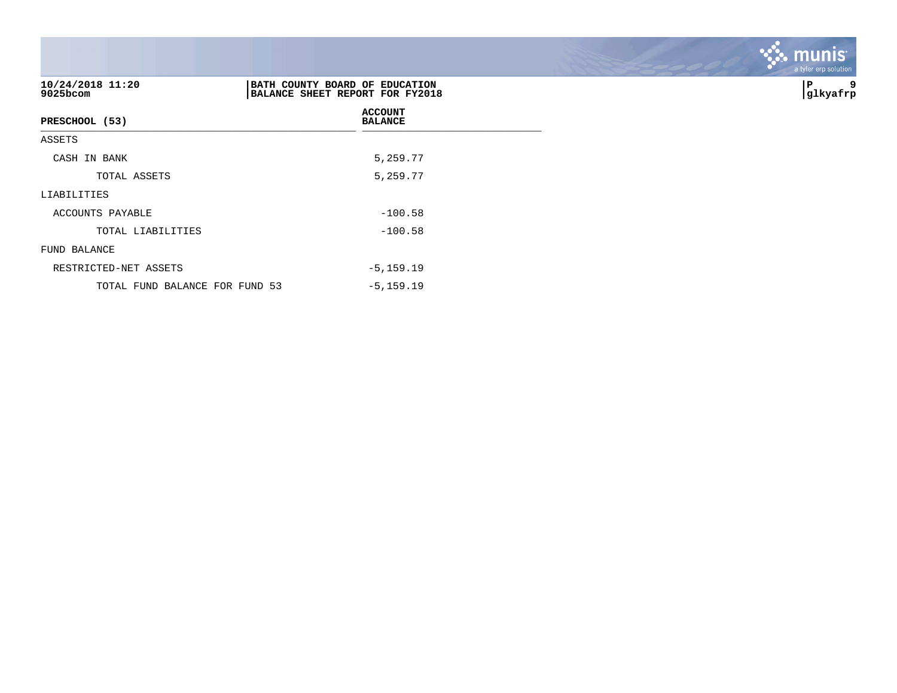BATH COUNTY BOARD OF EDUCATION
BALANCE SHEET REPORT FOR FY2018

| PRESCHOOL (53) | ACCOUNT BALANCE |
|---|---|
| ASSETS | |
| CASH IN BANK | 5,259.77 |
| TOTAL ASSETS | 5,259.77 |
| LIABILITIES | |
| ACCOUNTS PAYABLE | -100.58 |
| TOTAL LIABILITIES | -100.58 |
| FUND BALANCE | |
| RESTRICTED-NET ASSETS | -5,159.19 |
| TOTAL FUND BALANCE FOR FUND 53 | -5,159.19 |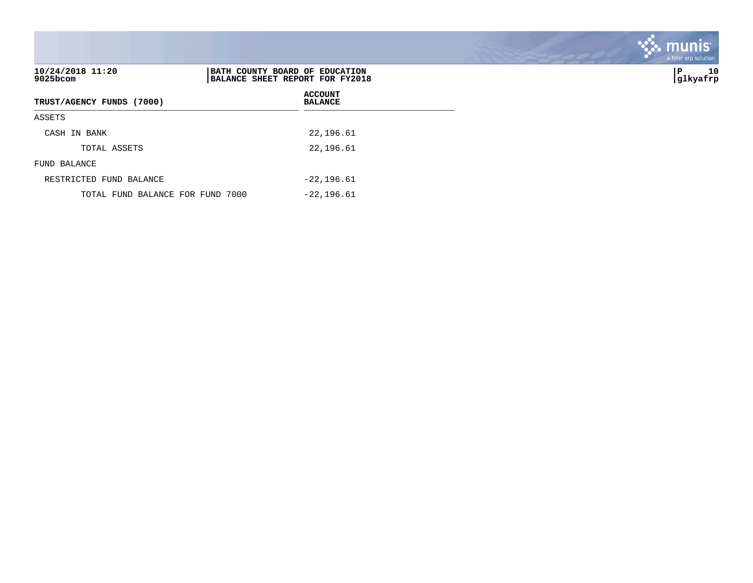**BATH COUNTY BOARD OF EDUCATION**
**BALANCE SHEET REPORT FOR FY2018**

| TRUST/AGENCY FUNDS (7000) | ACCOUNT BALANCE |
|---|---|
| ASSETS | |
| CASH IN BANK | 22,196.61 |
| TOTAL ASSETS | 22,196.61 |
| FUND BALANCE | |
| RESTRICTED FUND BALANCE | -22,196.61 |
| TOTAL FUND BALANCE FOR FUND 7000 | -22,196.61 |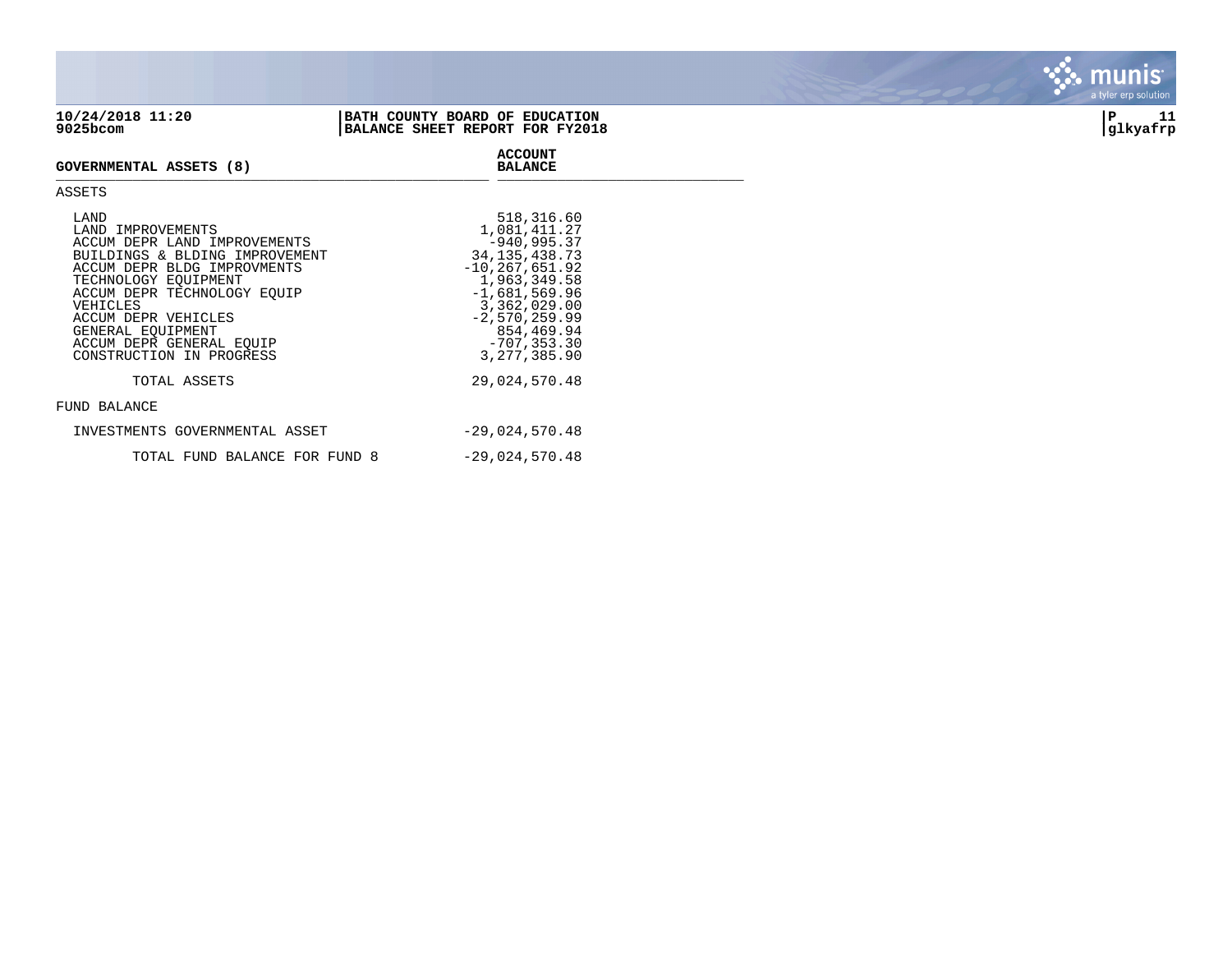**10/24/2018 11:20** | **BATH COUNTY BOARD OF EDUCATION**
**9025bcom** | **BALANCE SHEET REPORT FOR FY2018**

| GOVERNMENTAL ASSETS (8) | ACCOUNT BALANCE |
|---|---|
| **ASSETS** | |
| LAND | 518,316.60 |
| LAND IMPROVEMENTS | 1,081,411.27 |
| ACCUM DEPR LAND IMPROVEMENTS | -940,995.37 |
| BUILDINGS & BLDING IMPROVEMENT | 34,135,438.73 |
| ACCUM DEPR BLDG IMPROVMENTS | -10,267,651.92 |
| TECHNOLOGY EQUIPMENT | 1,963,349.58 |
| ACCUM DEPR TECHNOLOGY EQUIP | -1,681,569.96 |
| VEHICLES | 3,362,029.00 |
| ACCUM DEPR VEHICLES | -2,570,259.99 |
| GENERAL EQUIPMENT | 854,469.94 |
| ACCUM DEPR GENERAL EQUIP | -707,353.30 |
| CONSTRUCTION IN PROGRESS | 3,277,385.90 |
| TOTAL ASSETS | 29,024,570.48 |
| **FUND BALANCE** | |
| INVESTMENTS GOVERNMENTAL ASSET | -29,024,570.48 |
| TOTAL FUND BALANCE FOR FUND 8 | -29,024,570.48 |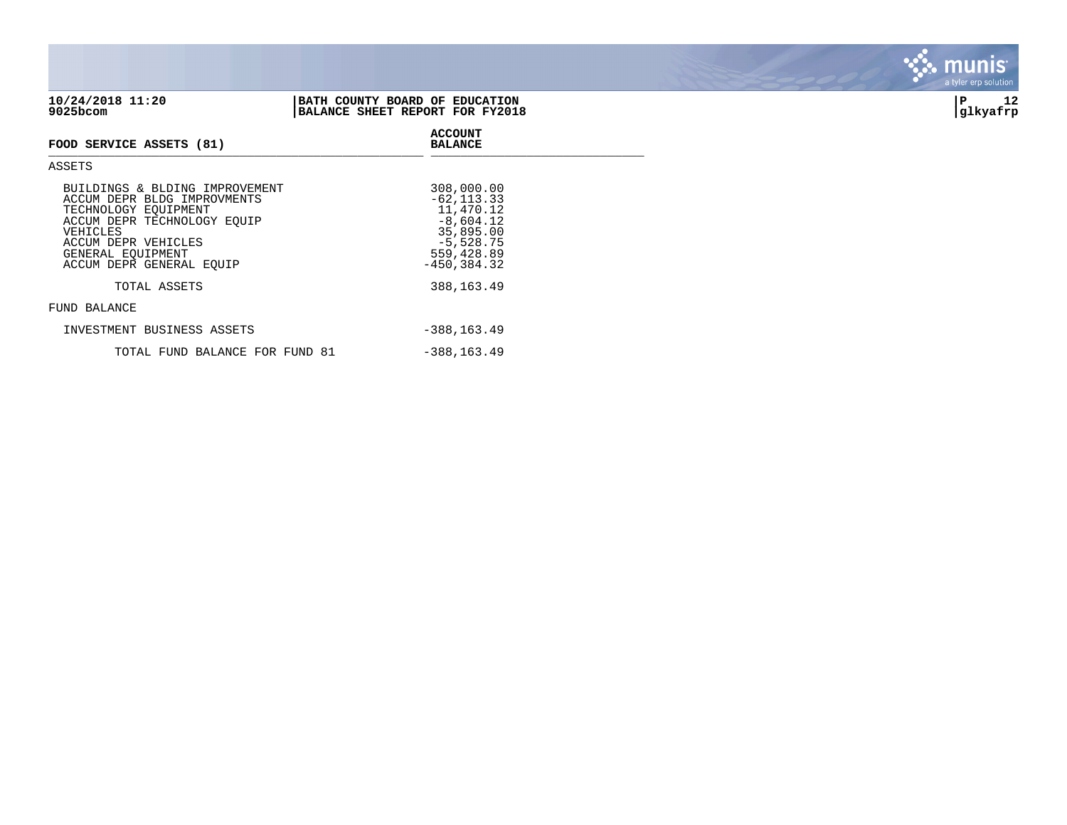10/24/2018 11:20
9025bcom

**BATH COUNTY BOARD OF EDUCATION**
**BALANCE SHEET REPORT FOR FY2018**

glkyafrp

| FOOD SERVICE ASSETS (81) | ACCOUNT BALANCE |
|---|---|
| **ASSETS** | |
| BUILDINGS & BLDING IMPROVEMENT | 308,000.00 |
| ACCUM DEPR BLDG IMPROVMENTS | -62,113.33 |
| TECHNOLOGY EQUIPMENT | 11,470.12 |
| ACCUM DEPR TECHNOLOGY EQUIP | -8,604.12 |
| VEHICLES | 35,895.00 |
| ACCUM DEPR VEHICLES | -5,528.75 |
| GENERAL EQUIPMENT | 559,428.89 |
| ACCUM DEPR GENERAL EQUIP | -450,384.32 |
| TOTAL ASSETS | 388,163.49 |
| **FUND BALANCE** | |
| INVESTMENT BUSINESS ASSETS | -388,163.49 |
| TOTAL FUND BALANCE FOR FUND 81 | -388,163.49 |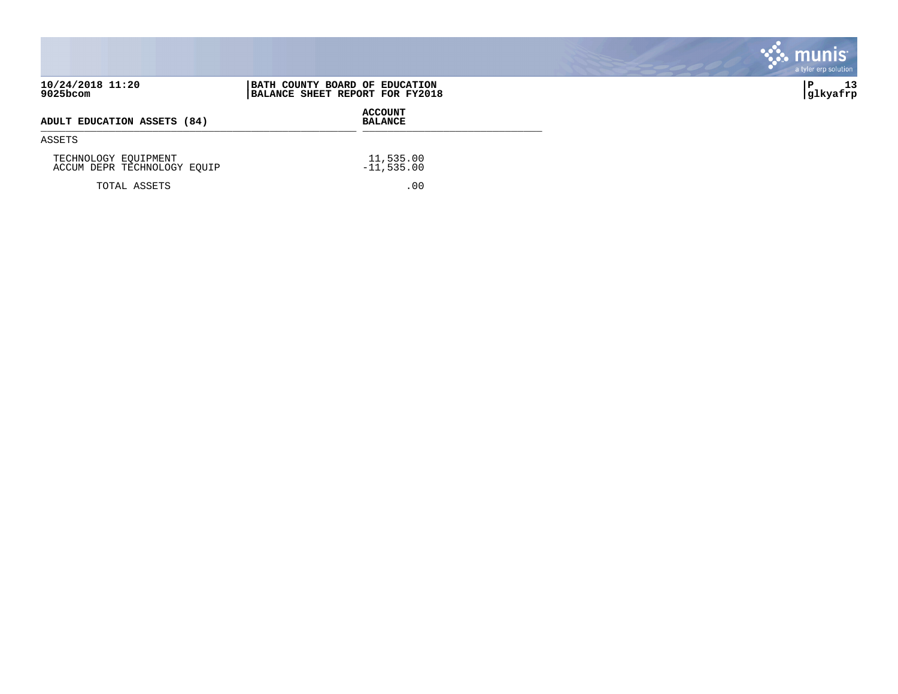**10/24/2018 11:20**
**9025bcom**

**BATH COUNTY BOARD OF EDUCATION**
**BALANCE SHEET REPORT FOR FY2018**

**P 13**
**glkyafrp**

| ADULT EDUCATION ASSETS (84) | ACCOUNT BALANCE |
|---|---|
| ASSETS | |
| TECHNOLOGY EQUIPMENT | 11,535.00 |
| ACCUM DEPR TECHNOLOGY EQUIP | -11,535.00 |
| TOTAL ASSETS | .00 |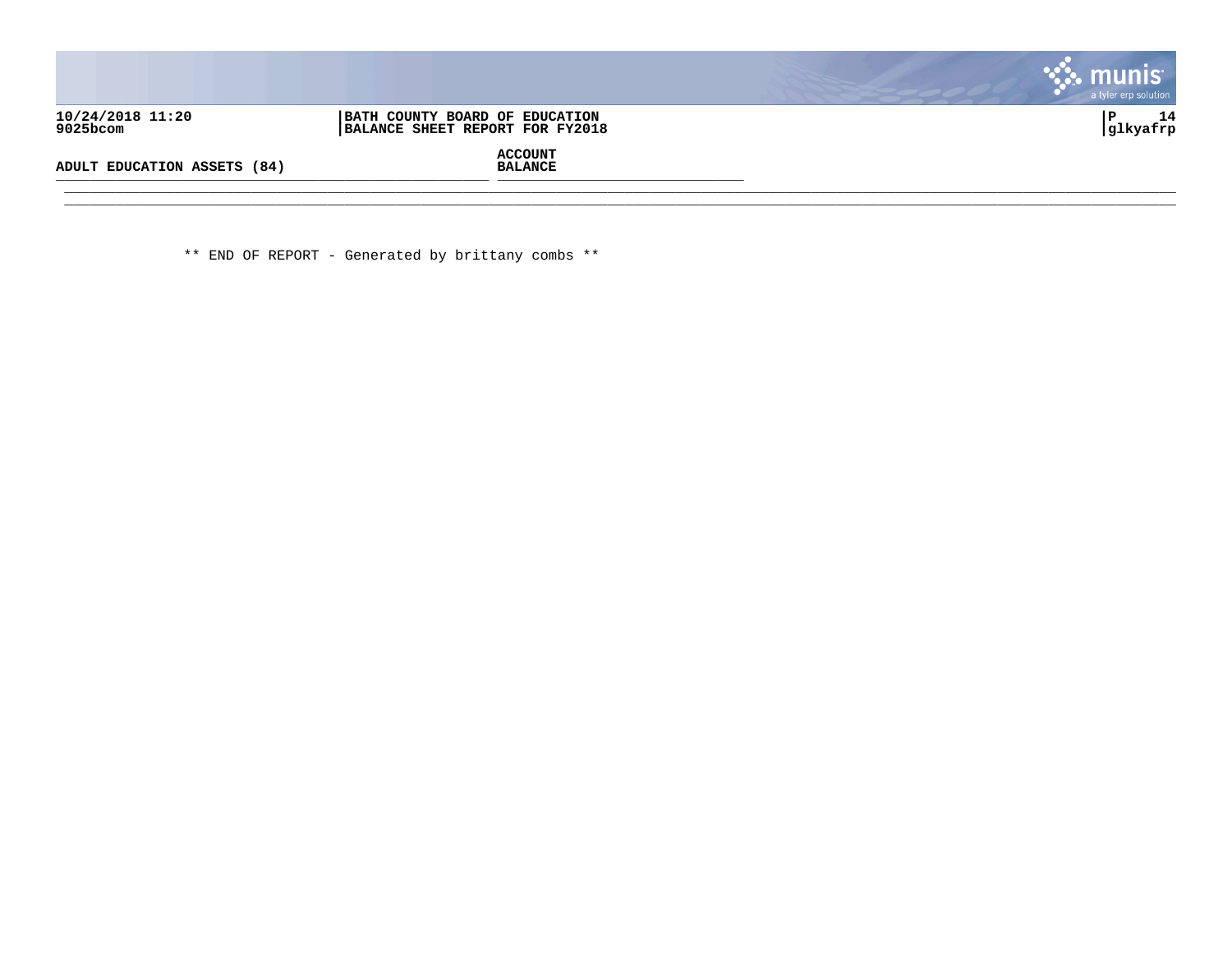ADULT EDUCATION ASSETS (84)

| | ACCOUNT BALANCE |
|---|---|

** END OF REPORT - Generated by brittany combs **